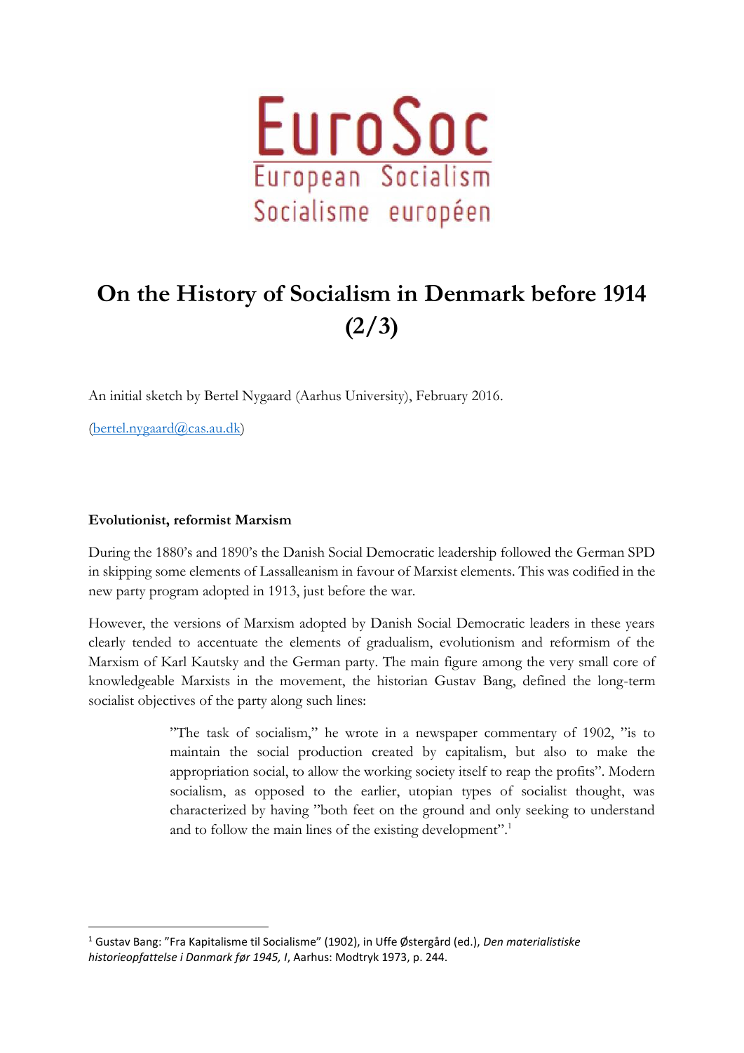# On the History of Socialism in Denmark before 1914 (2/3)

An initial sketch by Bertel Nygaard (Aarhus University), February 2016.

(bertel.nygaard@cas.au.dk)

### Evolutionist, reformist Marxism

During the 1880's and 1890's the Danish Social Democratic leadership followed the German SPD in skipping some elements of Lassalleanism in favour of Marxist elements. This was codified in the new party program adopted in 1913, just before the war.

However, the versions of Marxism adopted by Danish Social Democratic leaders in these years clearly tended to accentuate the elements of gradualism, evolutionism and reformism of the Marxism of Karl Kautsky and the German party. The main figure among the very small core of knowledgeable Marxists in the movement, the historian Gustav Bang, defined the long-term socialist objectives of the party along such lines:

> "The task of socialism," he wrote in a newspaper commentary of 1902, "is to maintain the social production created by capitalism, but also to make the appropriation social, to allow the working society itself to reap the profits". Modern socialism, as opposed to the earlier, utopian types of socialist thought, was characterized by having "both feet on the ground and only seeking to understand and to follow the main lines of the existing development".[1]

---

[1] Gustav Bang: "Fra Kapitalisme til Socialisme" (1902), in Uffe Østergård (ed.), *Den materialistiske historieopfattelse i Danmark før 1945, I*, Aarhus: Modtryk 1973, p. 244.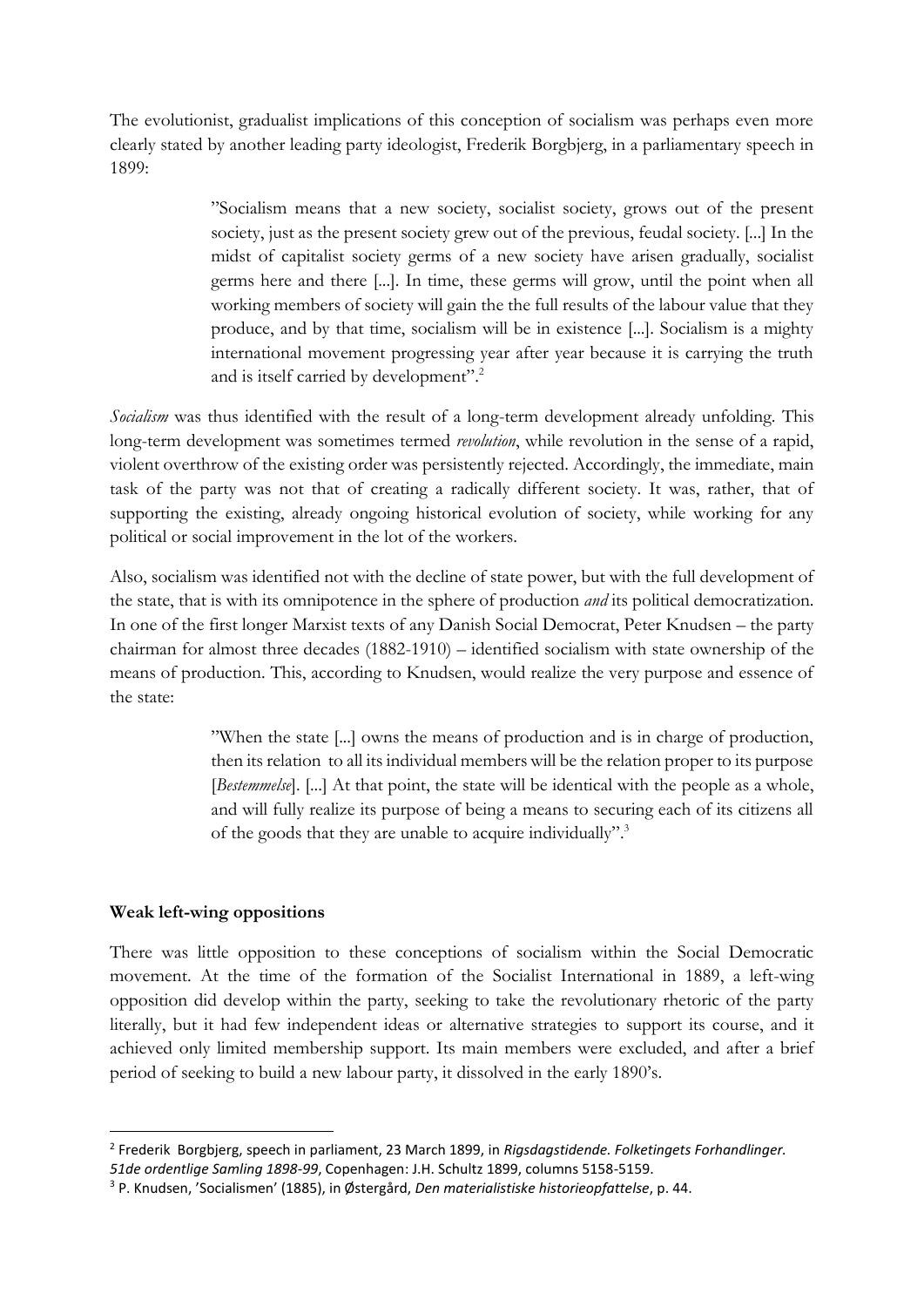The evolutionist, gradualist implications of this conception of socialism was perhaps even more clearly stated by another leading party ideologist, Frederik Borgbjerg, in a parliamentary speech in 1899:

> "Socialism means that a new society, socialist society, grows out of the present society, just as the present society grew out of the previous, feudal society. [...] In the midst of capitalist society germs of a new society have arisen gradually, socialist germs here and there [...]. In time, these germs will grow, until the point when all working members of society will gain the the full results of the labour value that they produce, and by that time, socialism will be in existence [...]. Socialism is a mighty international movement progressing year after year because it is carrying the truth and is itself carried by development".[2]

*Socialism* was thus identified with the result of a long-term development already unfolding. This long-term development was sometimes termed *revolution*, while revolution in the sense of a rapid, violent overthrow of the existing order was persistently rejected. Accordingly, the immediate, main task of the party was not that of creating a radically different society. It was, rather, that of supporting the existing, already ongoing historical evolution of society, while working for any political or social improvement in the lot of the workers.

Also, socialism was identified not with the decline of state power, but with the full development of the state, that is with its omnipotence in the sphere of production *and* its political democratization. In one of the first longer Marxist texts of any Danish Social Democrat, Peter Knudsen – the party chairman for almost three decades (1882-1910) – identified socialism with state ownership of the means of production. This, according to Knudsen, would realize the very purpose and essence of the state:

> "When the state [...] owns the means of production and is in charge of production, then its relation to all its individual members will be the relation proper to its purpose [*Bestemmelse*]. [...] At that point, the state will be identical with the people as a whole, and will fully realize its purpose of being a means to securing each of its citizens all of the goods that they are unable to acquire individually".[3]

**Weak left-wing oppositions**

There was little opposition to these conceptions of socialism within the Social Democratic movement. At the time of the formation of the Socialist International in 1889, a left-wing opposition did develop within the party, seeking to take the revolutionary rhetoric of the party literally, but it had few independent ideas or alternative strategies to support its course, and it achieved only limited membership support. Its main members were excluded, and after a brief period of seeking to build a new labour party, it dissolved in the early 1890's.

---

[2] Frederik Borgbjerg, speech in parliament, 23 March 1899, in *Rigsdagstidende. Folketingets Forhandlinger. 51de ordentlige Samling 1898-99*, Copenhagen: J.H. Schultz 1899, columns 5158-5159.

[3] P. Knudsen, 'Socialismen' (1885), in Østergård, *Den materialistiske historieopfattelse*, p. 44.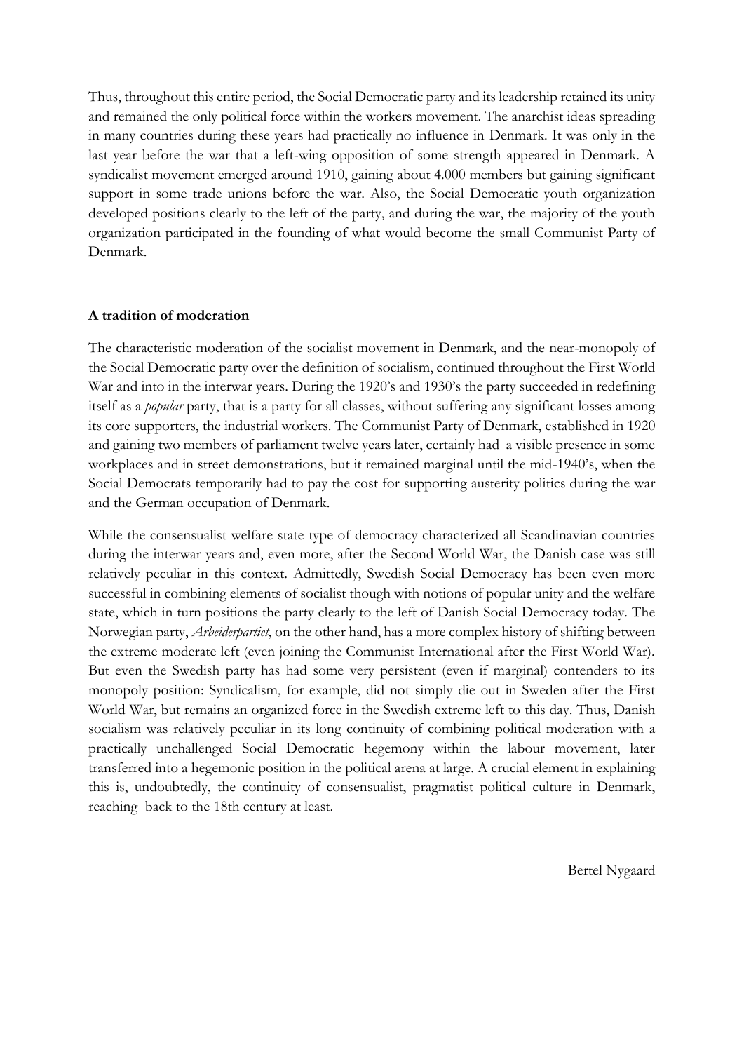Thus, throughout this entire period, the Social Democratic party and its leadership retained its unity and remained the only political force within the workers movement. The anarchist ideas spreading in many countries during these years had practically no influence in Denmark. It was only in the last year before the war that a left-wing opposition of some strength appeared in Denmark. A syndicalist movement emerged around 1910, gaining about 4.000 members but gaining significant support in some trade unions before the war. Also, the Social Democratic youth organization developed positions clearly to the left of the party, and during the war, the majority of the youth organization participated in the founding of what would become the small Communist Party of Denmark.

**A tradition of moderation**

The characteristic moderation of the socialist movement in Denmark, and the near-monopoly of the Social Democratic party over the definition of socialism, continued throughout the First World War and into in the interwar years. During the 1920's and 1930's the party succeeded in redefining itself as a *popular* party, that is a party for all classes, without suffering any significant losses among its core supporters, the industrial workers. The Communist Party of Denmark, established in 1920 and gaining two members of parliament twelve years later, certainly had a visible presence in some workplaces and in street demonstrations, but it remained marginal until the mid-1940's, when the Social Democrats temporarily had to pay the cost for supporting austerity politics during the war and the German occupation of Denmark.

While the consensualist welfare state type of democracy characterized all Scandinavian countries during the interwar years and, even more, after the Second World War, the Danish case was still relatively peculiar in this context. Admittedly, Swedish Social Democracy has been even more successful in combining elements of socialist though with notions of popular unity and the welfare state, which in turn positions the party clearly to the left of Danish Social Democracy today. The Norwegian party, *Arbeiderpartiet*, on the other hand, has a more complex history of shifting between the extreme moderate left (even joining the Communist International after the First World War). But even the Swedish party has had some very persistent (even if marginal) contenders to its monopoly position: Syndicalism, for example, did not simply die out in Sweden after the First World War, but remains an organized force in the Swedish extreme left to this day. Thus, Danish socialism was relatively peculiar in its long continuity of combining political moderation with a practically unchallenged Social Democratic hegemony within the labour movement, later transferred into a hegemonic position in the political arena at large. A crucial element in explaining this is, undoubtedly, the continuity of consensualist, pragmatist political culture in Denmark, reaching back to the 18th century at least.

Bertel Nygaard